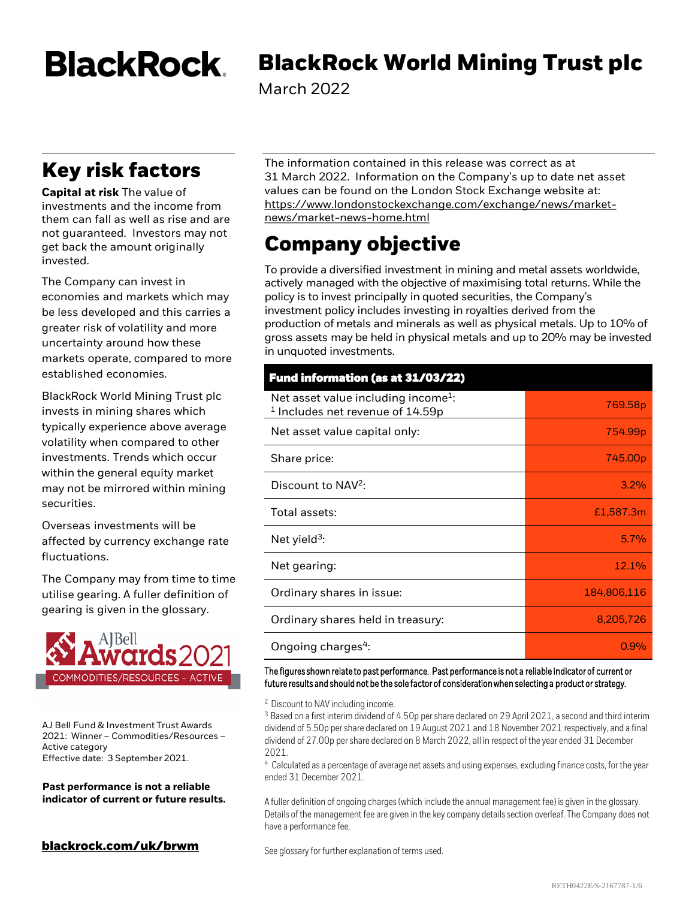# BlackRock World Mining Trust plc

March 2022

## Key risk factors

**Capital at risk** The value of investments and the income from them can fall as well as rise and are not guaranteed. Investors may not get back the amount originally invested.

The Company can invest in economies and markets which may be less developed and this carries a greater risk of volatility and more uncertainty around how these markets operate, compared to more established economies.

BlackRock World Mining Trust plc invests in mining shares which typically experience above average volatility when compared to other investments. Trends which occur within the general equity market may not be mirrored within mining securities.

Overseas investments will be affected by currency exchange rate fluctuations.

The Company may from time to time utilise gearing. A fuller definition of gearing is given in the glossary.

AJ Bell Awards 2021 COMMODITIES/RESOURCES - ACTIVE

AJ Bell Fund & Investment Trust Awards 2021: Winner – Commodities/Resources – Active category
Effective date: 3 September 2021.

**Past performance is not a reliable indicator of current or future results.**

**blackrock.com/uk/brwm**

The information contained in this release was correct as at 31 March 2022. Information on the Company's up to date net asset values can be found on the London Stock Exchange website at: https://www.londonstockexchange.com/exchange/news/market-news/market-news-home.html

## Company objective

To provide a diversified investment in mining and metal assets worldwide, actively managed with the objective of maximising total returns. While the policy is to invest principally in quoted securities, the Company's investment policy includes investing in royalties derived from the production of metals and minerals as well as physical metals. Up to 10% of gross assets may be held in physical metals and up to 20% may be invested in unquoted investments.

| Fund information (as at 31/03/22) | |
|---|---|
| Net asset value including income[1]: [1] Includes net revenue of 14.59p | 769.58p |
| Net asset value capital only: | 754.99p |
| Share price: | 745.00p |
| Discount to NAV[2]: | 3.2% |
| Total assets: | £1,587.3m |
| Net yield[3]: | 5.7% |
| Net gearing: | 12.1% |
| Ordinary shares in issue: | 184,806,116 |
| Ordinary shares held in treasury: | 8,205,726 |
| Ongoing charges[4]: | 0.9% |

**The figures shown relate to past performance. Past performance is not a reliable indicator of current or future results and should not be the sole factor of consideration when selecting a product or strategy.**

[2] Discount to NAV including income.

[3] Based on a first interim dividend of 4.50p per share declared on 29 April 2021, a second and third interim dividend of 5.50p per share declared on 19 August 2021 and 18 November 2021 respectively, and a final dividend of 27.00p per share declared on 8 March 2022, all in respect of the year ended 31 December 2021.

[4] Calculated as a percentage of average net assets and using expenses, excluding finance costs, for the year ended 31 December 2021.

A fuller definition of ongoing charges (which include the annual management fee) is given in the glossary. Details of the management fee are given in the key company details section overleaf. The Company does not have a performance fee.

See glossary for further explanation of terms used.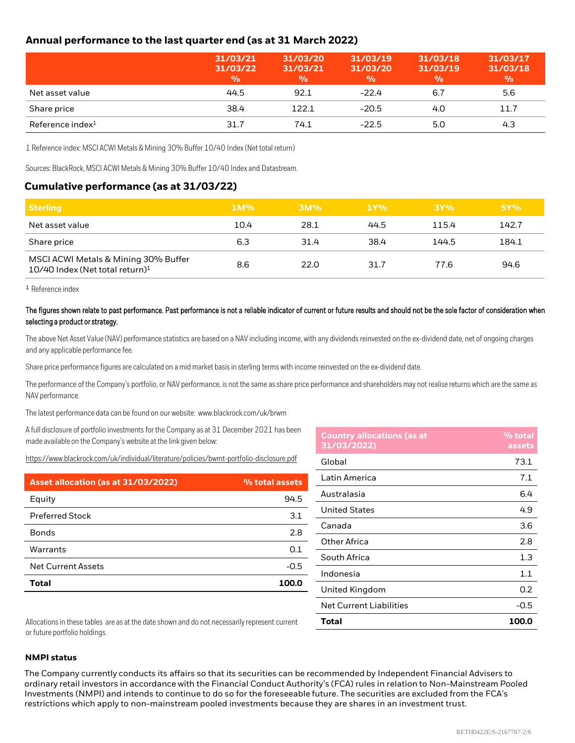## Annual performance to the last quarter end (as at 31 March 2022)

| | 31/03/21 31/03/22 % | 31/03/20 31/03/21 % | 31/03/19 31/03/20 % | 31/03/18 31/03/19 % | 31/03/17 31/03/18 % |
|---|---|---|---|---|---|
| Net asset value | 44.5 | 92.1 | -22.4 | 6.7 | 5.6 |
| Share price | 38.4 | 122.1 | -20.5 | 4.0 | 11.7 |
| Reference index[1] | 31.7 | 74.1 | -22.5 | 5.0 | 4.3 |

1 Reference index: MSCI ACWI Metals & Mining 30% Buffer 10/40 Index (Net total return)

Sources: BlackRock, MSCI ACWI Metals & Mining 30% Buffer 10/40 Index and Datastream.

## Cumulative performance (as at 31/03/22)

| Sterling | 1M% | 3M% | 1Y% | 3Y% | 5Y% |
|---|---|---|---|---|---|
| Net asset value | 10.4 | 28.1 | 44.5 | 115.4 | 142.7 |
| Share price | 6.3 | 31.4 | 38.4 | 144.5 | 184.1 |
| MSCI ACWI Metals & Mining 30% Buffer 10/40 Index (Net total return)[1] | 8.6 | 22.0 | 31.7 | 77.6 | 94.6 |

1 Reference index

**The figures shown relate to past performance. Past performance is not a reliable indicator of current or future results and should not be the sole factor of consideration when selecting a product or strategy.**

The above Net Asset Value (NAV) performance statistics are based on a NAV including income, with any dividends reinvested on the ex-dividend date, net of ongoing charges and any applicable performance fee.

Share price performance figures are calculated on a mid market basis in sterling terms with income reinvested on the ex-dividend date.

The performance of the Company's portfolio, or NAV performance, is not the same as share price performance and shareholders may not realise returns which are the same as NAV performance.

The latest performance data can be found on our website: www.blackrock.com/uk/brwm

A full disclosure of portfolio investments for the Company as at 31 December 2021 has been made available on the Company's website at the link given below:

https://www.blackrock.com/uk/individual/literature/policies/bwmt-portfolio-disclosure.pdf

| Asset allocation (as at 31/03/2022) | % total assets |
|---|---|
| Equity | 94.5 |
| Preferred Stock | 3.1 |
| Bonds | 2.8 |
| Warrants | 0.1 |
| Net Current Assets | -0.5 |
| **Total** | **100.0** |

Allocations in these tables are as at the date shown and do not necessarily represent current or future portfolio holdings.

| Country allocations (as at 31/03/2022) | % total assets |
|---|---|
| Global | 73.1 |
| Latin America | 7.1 |
| Australasia | 6.4 |
| United States | 4.9 |
| Canada | 3.6 |
| Other Africa | 2.8 |
| South Africa | 1.3 |
| Indonesia | 1.1 |
| United Kingdom | 0.2 |
| Net Current Liabilities | -0.5 |
| **Total** | **100.0** |

### NMPI status

The Company currently conducts its affairs so that its securities can be recommended by Independent Financial Advisers to ordinary retail investors in accordance with the Financial Conduct Authority's (FCA) rules in relation to Non-Mainstream Pooled Investments (NMPI) and intends to continue to do so for the foreseeable future. The securities are excluded from the FCA's restrictions which apply to non-mainstream pooled investments because they are shares in an investment trust.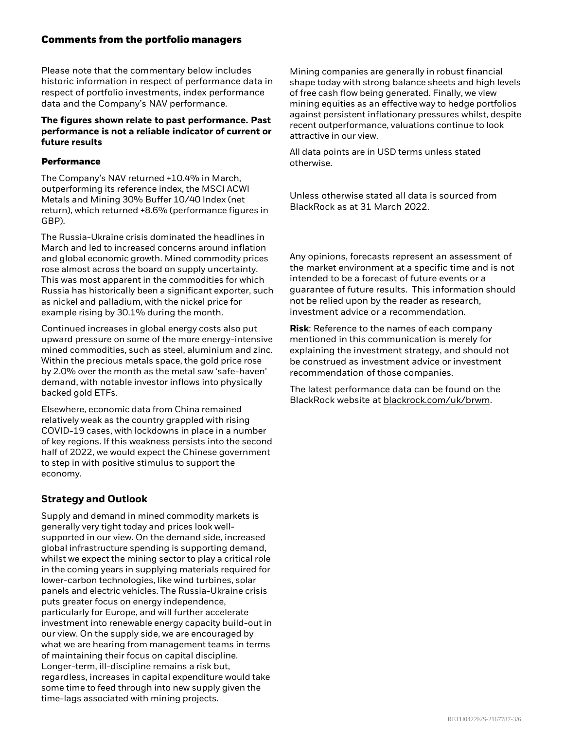## Comments from the portfolio managers

Please note that the commentary below includes historic information in respect of performance data in respect of portfolio investments, index performance data and the Company's NAV performance.

**The figures shown relate to past performance. Past performance is not a reliable indicator of current or future results**

### Performance

The Company's NAV returned +10.4% in March, outperforming its reference index, the MSCI ACWI Metals and Mining 30% Buffer 10/40 Index (net return), which returned +8.6% (performance figures in GBP).

The Russia-Ukraine crisis dominated the headlines in March and led to increased concerns around inflation and global economic growth. Mined commodity prices rose almost across the board on supply uncertainty. This was most apparent in the commodities for which Russia has historically been a significant exporter, such as nickel and palladium, with the nickel price for example rising by 30.1% during the month.

Continued increases in global energy costs also put upward pressure on some of the more energy-intensive mined commodities, such as steel, aluminium and zinc. Within the precious metals space, the gold price rose by 2.0% over the month as the metal saw 'safe-haven' demand, with notable investor inflows into physically backed gold ETFs.

Elsewhere, economic data from China remained relatively weak as the country grappled with rising COVID-19 cases, with lockdowns in place in a number of key regions. If this weakness persists into the second half of 2022, we would expect the Chinese government to step in with positive stimulus to support the economy.

## Strategy and Outlook

Supply and demand in mined commodity markets is generally very tight today and prices look well-supported in our view. On the demand side, increased global infrastructure spending is supporting demand, whilst we expect the mining sector to play a critical role in the coming years in supplying materials required for lower-carbon technologies, like wind turbines, solar panels and electric vehicles. The Russia-Ukraine crisis puts greater focus on energy independence, particularly for Europe, and will further accelerate investment into renewable energy capacity build-out in our view. On the supply side, we are encouraged by what we are hearing from management teams in terms of maintaining their focus on capital discipline. Longer-term, ill-discipline remains a risk but, regardless, increases in capital expenditure would take some time to feed through into new supply given the time-lags associated with mining projects.

Mining companies are generally in robust financial shape today with strong balance sheets and high levels of free cash flow being generated. Finally, we view mining equities as an effective way to hedge portfolios against persistent inflationary pressures whilst, despite recent outperformance, valuations continue to look attractive in our view.

All data points are in USD terms unless stated otherwise.

Unless otherwise stated all data is sourced from BlackRock as at 31 March 2022.

Any opinions, forecasts represent an assessment of the market environment at a specific time and is not intended to be a forecast of future events or a guarantee of future results. This information should not be relied upon by the reader as research, investment advice or a recommendation.

**Risk**: Reference to the names of each company mentioned in this communication is merely for explaining the investment strategy, and should not be construed as investment advice or investment recommendation of those companies.

The latest performance data can be found on the BlackRock website at blackrock.com/uk/brwm.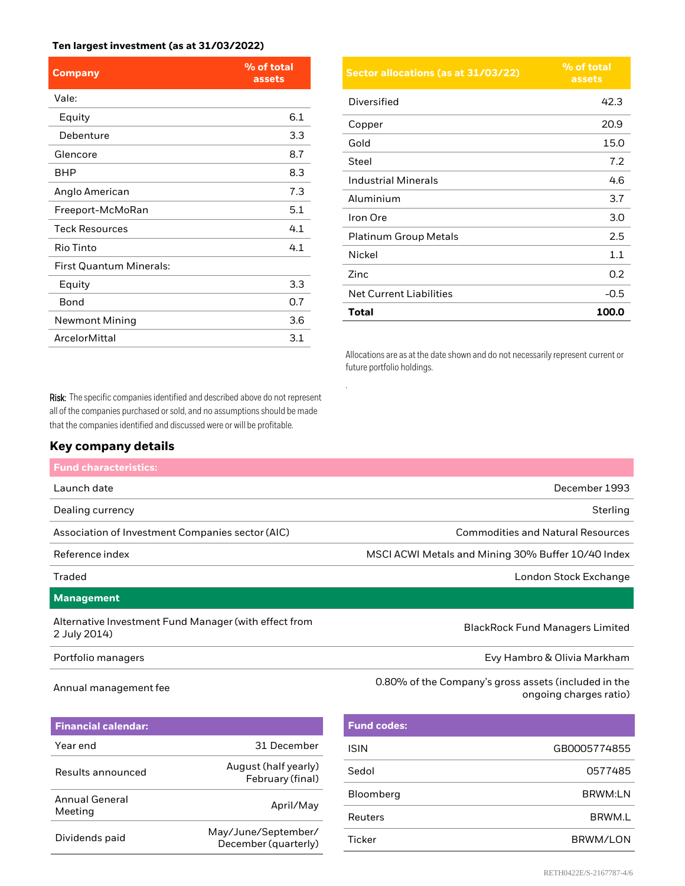**Ten largest investment (as at 31/03/2022)**

| Company | % of total assets |
|---|---|
| Vale: | |
| Equity | 6.1 |
| Debenture | 3.3 |
| Glencore | 8.7 |
| BHP | 8.3 |
| Anglo American | 7.3 |
| Freeport-McMoRan | 5.1 |
| Teck Resources | 4.1 |
| Rio Tinto | 4.1 |
| First Quantum Minerals: | |
| Equity | 3.3 |
| Bond | 0.7 |
| Newmont Mining | 3.6 |
| ArcelorMittal | 3.1 |

| Sector allocations (as at 31/03/22) | % of total assets |
|---|---|
| Diversified | 42.3 |
| Copper | 20.9 |
| Gold | 15.0 |
| Steel | 7.2 |
| Industrial Minerals | 4.6 |
| Aluminium | 3.7 |
| Iron Ore | 3.0 |
| Platinum Group Metals | 2.5 |
| Nickel | 1.1 |
| Zinc | 0.2 |
| Net Current Liabilities | -0.5 |
| **Total** | **100.0** |

Allocations are as at the date shown and do not necessarily represent current or future portfolio holdings.

**Risk:** The specific companies identified and described above do not represent all of the companies purchased or sold, and no assumptions should be made that the companies identified and discussed were or will be profitable.

## Key company details

| Fund characteristics: | |
|---|---|
| Launch date | December 1993 |
| Dealing currency | Sterling |
| Association of Investment Companies sector (AIC) | Commodities and Natural Resources |
| Reference index | MSCI ACWI Metals and Mining 30% Buffer 10/40 Index |
| Traded | London Stock Exchange |

| Management | |
|---|---|
| Alternative Investment Fund Manager (with effect from 2 July 2014) | BlackRock Fund Managers Limited |
| Portfolio managers | Evy Hambro & Olivia Markham |
| Annual management fee | 0.80% of the Company's gross assets (included in the ongoing charges ratio) |

| Financial calendar: | |
|---|---|
| Year end | 31 December |
| Results announced | August (half yearly) February (final) |
| Annual General Meeting | April/May |
| Dividends paid | May/June/September/ December (quarterly) |

| Fund codes: | |
|---|---|
| ISIN | GB0005774855 |
| Sedol | 0577485 |
| Bloomberg | BRWM:LN |
| Reuters | BRWM.L |
| Ticker | BRWM/LON |

RETH0422E/S-2167787-4/6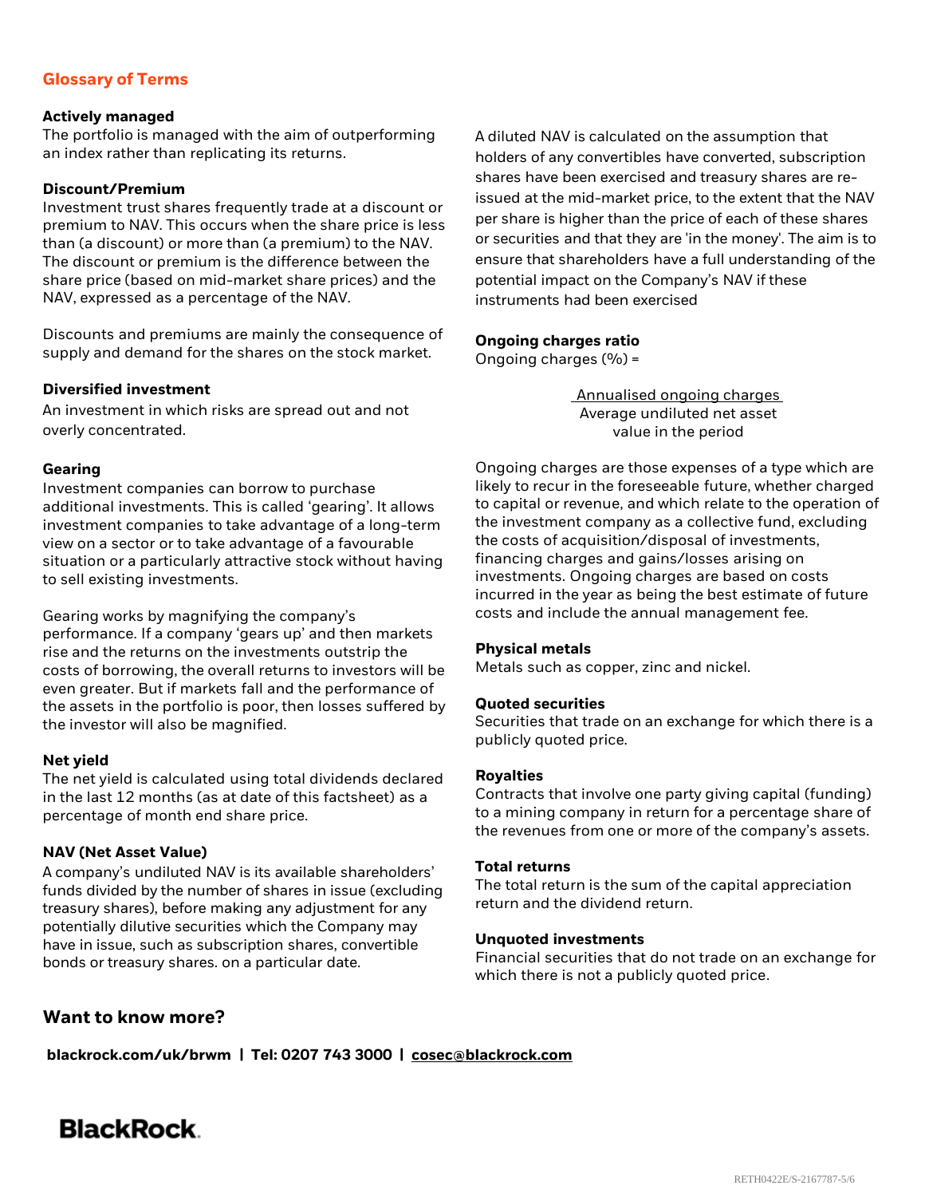## Glossary of Terms

**Actively managed**
The portfolio is managed with the aim of outperforming an index rather than replicating its returns.

**Discount/Premium**
Investment trust shares frequently trade at a discount or premium to NAV. This occurs when the share price is less than (a discount) or more than (a premium) to the NAV. The discount or premium is the difference between the share price (based on mid-market share prices) and the NAV, expressed as a percentage of the NAV.

Discounts and premiums are mainly the consequence of supply and demand for the shares on the stock market.

**Diversified investment**
An investment in which risks are spread out and not overly concentrated.

**Gearing**
Investment companies can borrow to purchase additional investments. This is called 'gearing'. It allows investment companies to take advantage of a long-term view on a sector or to take advantage of a favourable situation or a particularly attractive stock without having to sell existing investments.

Gearing works by magnifying the company's performance. If a company 'gears up' and then markets rise and the returns on the investments outstrip the costs of borrowing, the overall returns to investors will be even greater. But if markets fall and the performance of the assets in the portfolio is poor, then losses suffered by the investor will also be magnified.

**Net yield**
The net yield is calculated using total dividends declared in the last 12 months (as at date of this factsheet) as a percentage of month end share price.

**NAV (Net Asset Value)**
A company's undiluted NAV is its available shareholders' funds divided by the number of shares in issue (excluding treasury shares), before making any adjustment for any potentially dilutive securities which the Company may have in issue, such as subscription shares, convertible bonds or treasury shares. on a particular date.

A diluted NAV is calculated on the assumption that holders of any convertibles have converted, subscription shares have been exercised and treasury shares are re-issued at the mid-market price, to the extent that the NAV per share is higher than the price of each of these shares or securities and that they are 'in the money'. The aim is to ensure that shareholders have a full understanding of the potential impact on the Company's NAV if these instruments had been exercised

**Ongoing charges ratio**
Ongoing charges (%) =

$$\frac{\text{Annualised ongoing charges}}{\text{Average undiluted net asset value in the period}}$$

Ongoing charges are those expenses of a type which are likely to recur in the foreseeable future, whether charged to capital or revenue, and which relate to the operation of the investment company as a collective fund, excluding the costs of acquisition/disposal of investments, financing charges and gains/losses arising on investments. Ongoing charges are based on costs incurred in the year as being the best estimate of future costs and include the annual management fee.

**Physical metals**
Metals such as copper, zinc and nickel.

**Quoted securities**
Securities that trade on an exchange for which there is a publicly quoted price.

**Royalties**
Contracts that involve one party giving capital (funding) to a mining company in return for a percentage share of the revenues from one or more of the company's assets.

**Total returns**
The total return is the sum of the capital appreciation return and the dividend return.

**Unquoted investments**
Financial securities that do not trade on an exchange for which there is not a publicly quoted price.

## Want to know more?

**blackrock.com/uk/brwm | Tel: 0207 743 3000 | cosec@blackrock.com**

**BlackRock.**

RETH0422E/S-2167787-5/6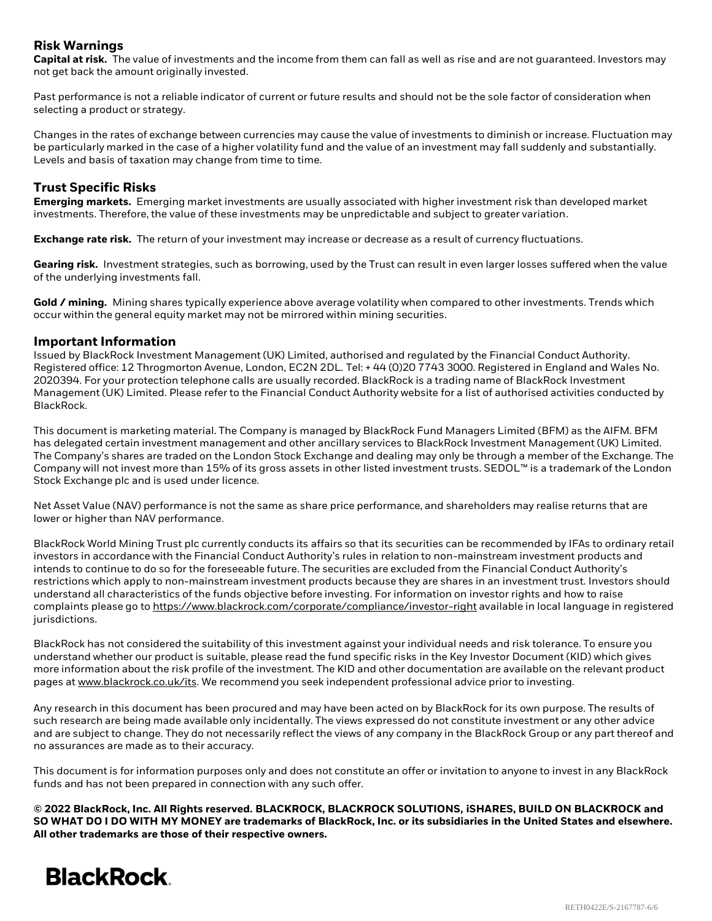## Risk Warnings

**Capital at risk.** The value of investments and the income from them can fall as well as rise and are not guaranteed. Investors may not get back the amount originally invested.

Past performance is not a reliable indicator of current or future results and should not be the sole factor of consideration when selecting a product or strategy.

Changes in the rates of exchange between currencies may cause the value of investments to diminish or increase. Fluctuation may be particularly marked in the case of a higher volatility fund and the value of an investment may fall suddenly and substantially. Levels and basis of taxation may change from time to time.

## Trust Specific Risks

**Emerging markets.** Emerging market investments are usually associated with higher investment risk than developed market investments. Therefore, the value of these investments may be unpredictable and subject to greater variation.

**Exchange rate risk.** The return of your investment may increase or decrease as a result of currency fluctuations.

**Gearing risk.** Investment strategies, such as borrowing, used by the Trust can result in even larger losses suffered when the value of the underlying investments fall.

**Gold / mining.** Mining shares typically experience above average volatility when compared to other investments. Trends which occur within the general equity market may not be mirrored within mining securities.

## Important Information

Issued by BlackRock Investment Management (UK) Limited, authorised and regulated by the Financial Conduct Authority. Registered office: 12 Throgmorton Avenue, London, EC2N 2DL. Tel: + 44 (0)20 7743 3000. Registered in England and Wales No. 2020394. For your protection telephone calls are usually recorded. BlackRock is a trading name of BlackRock Investment Management (UK) Limited. Please refer to the Financial Conduct Authority website for a list of authorised activities conducted by BlackRock.

This document is marketing material. The Company is managed by BlackRock Fund Managers Limited (BFM) as the AIFM. BFM has delegated certain investment management and other ancillary services to BlackRock Investment Management (UK) Limited. The Company's shares are traded on the London Stock Exchange and dealing may only be through a member of the Exchange. The Company will not invest more than 15% of its gross assets in other listed investment trusts. SEDOL™ is a trademark of the London Stock Exchange plc and is used under licence.

Net Asset Value (NAV) performance is not the same as share price performance, and shareholders may realise returns that are lower or higher than NAV performance.

BlackRock World Mining Trust plc currently conducts its affairs so that its securities can be recommended by IFAs to ordinary retail investors in accordance with the Financial Conduct Authority's rules in relation to non-mainstream investment products and intends to continue to do so for the foreseeable future. The securities are excluded from the Financial Conduct Authority's restrictions which apply to non-mainstream investment products because they are shares in an investment trust. Investors should understand all characteristics of the funds objective before investing. For information on investor rights and how to raise complaints please go to https://www.blackrock.com/corporate/compliance/investor-right available in local language in registered jurisdictions.

BlackRock has not considered the suitability of this investment against your individual needs and risk tolerance. To ensure you understand whether our product is suitable, please read the fund specific risks in the Key Investor Document (KID) which gives more information about the risk profile of the investment. The KID and other documentation are available on the relevant product pages at www.blackrock.co.uk/its. We recommend you seek independent professional advice prior to investing.

Any research in this document has been procured and may have been acted on by BlackRock for its own purpose. The results of such research are being made available only incidentally. The views expressed do not constitute investment or any other advice and are subject to change. They do not necessarily reflect the views of any company in the BlackRock Group or any part thereof and no assurances are made as to their accuracy.

This document is for information purposes only and does not constitute an offer or invitation to anyone to invest in any BlackRock funds and has not been prepared in connection with any such offer.

**© 2022 BlackRock, Inc. All Rights reserved. BLACKROCK, BLACKROCK SOLUTIONS, iSHARES, BUILD ON BLACKROCK and SO WHAT DO I DO WITH MY MONEY are trademarks of BlackRock, Inc. or its subsidiaries in the United States and elsewhere. All other trademarks are those of their respective owners.**

BlackRock.

RETH0422E/S-2167787-6/6